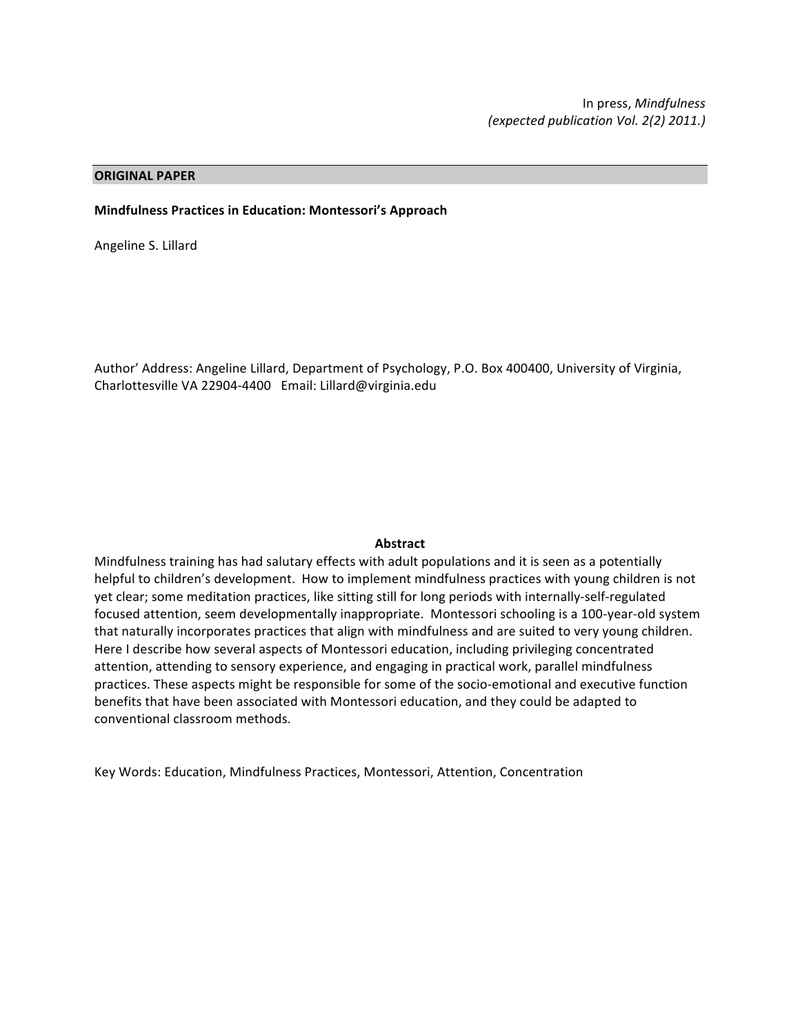In press, *Mindfulness*
*(expected publication Vol. 2(2) 2011.)*

**ORIGINAL PAPER**

# Mindfulness Practices in Education: Montessori's Approach

Angeline S. Lillard

Author' Address: Angeline Lillard, Department of Psychology, P.O. Box 400400, University of Virginia, Charlottesville VA 22904-4400 Email: Lillard@virginia.edu

## Abstract

Mindfulness training has had salutary effects with adult populations and it is seen as a potentially helpful to children's development. How to implement mindfulness practices with young children is not yet clear; some meditation practices, like sitting still for long periods with internally-self-regulated focused attention, seem developmentally inappropriate. Montessori schooling is a 100-year-old system that naturally incorporates practices that align with mindfulness and are suited to very young children. Here I describe how several aspects of Montessori education, including privileging concentrated attention, attending to sensory experience, and engaging in practical work, parallel mindfulness practices. These aspects might be responsible for some of the socio-emotional and executive function benefits that have been associated with Montessori education, and they could be adapted to conventional classroom methods.

Key Words: Education, Mindfulness Practices, Montessori, Attention, Concentration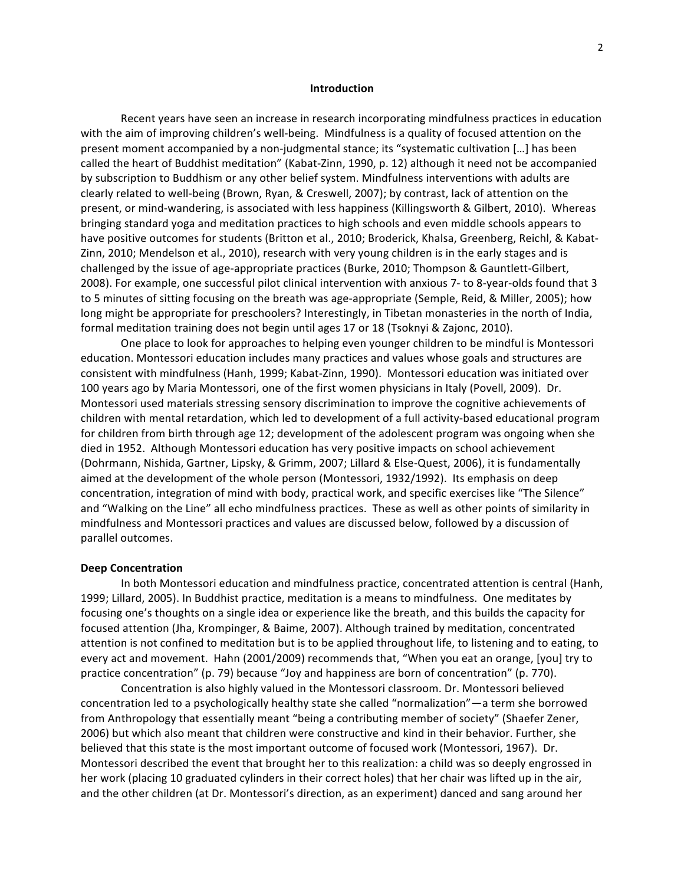## Introduction

Recent years have seen an increase in research incorporating mindfulness practices in education with the aim of improving children's well-being. Mindfulness is a quality of focused attention on the present moment accompanied by a non-judgmental stance; its "systematic cultivation […] has been called the heart of Buddhist meditation" (Kabat-Zinn, 1990, p. 12) although it need not be accompanied by subscription to Buddhism or any other belief system. Mindfulness interventions with adults are clearly related to well-being (Brown, Ryan, & Creswell, 2007); by contrast, lack of attention on the present, or mind-wandering, is associated with less happiness (Killingsworth & Gilbert, 2010). Whereas bringing standard yoga and meditation practices to high schools and even middle schools appears to have positive outcomes for students (Britton et al., 2010; Broderick, Khalsa, Greenberg, Reichl, & Kabat-Zinn, 2010; Mendelson et al., 2010), research with very young children is in the early stages and is challenged by the issue of age-appropriate practices (Burke, 2010; Thompson & Gauntlett-Gilbert, 2008). For example, one successful pilot clinical intervention with anxious 7- to 8-year-olds found that 3 to 5 minutes of sitting focusing on the breath was age-appropriate (Semple, Reid, & Miller, 2005); how long might be appropriate for preschoolers? Interestingly, in Tibetan monasteries in the north of India, formal meditation training does not begin until ages 17 or 18 (Tsoknyi & Zajonc, 2010).

One place to look for approaches to helping even younger children to be mindful is Montessori education. Montessori education includes many practices and values whose goals and structures are consistent with mindfulness (Hanh, 1999; Kabat-Zinn, 1990). Montessori education was initiated over 100 years ago by Maria Montessori, one of the first women physicians in Italy (Povell, 2009). Dr. Montessori used materials stressing sensory discrimination to improve the cognitive achievements of children with mental retardation, which led to development of a full activity-based educational program for children from birth through age 12; development of the adolescent program was ongoing when she died in 1952. Although Montessori education has very positive impacts on school achievement (Dohrmann, Nishida, Gartner, Lipsky, & Grimm, 2007; Lillard & Else-Quest, 2006), it is fundamentally aimed at the development of the whole person (Montessori, 1932/1992). Its emphasis on deep concentration, integration of mind with body, practical work, and specific exercises like "The Silence" and "Walking on the Line" all echo mindfulness practices. These as well as other points of similarity in mindfulness and Montessori practices and values are discussed below, followed by a discussion of parallel outcomes.

### Deep Concentration

In both Montessori education and mindfulness practice, concentrated attention is central (Hanh, 1999; Lillard, 2005). In Buddhist practice, meditation is a means to mindfulness. One meditates by focusing one's thoughts on a single idea or experience like the breath, and this builds the capacity for focused attention (Jha, Krompinger, & Baime, 2007). Although trained by meditation, concentrated attention is not confined to meditation but is to be applied throughout life, to listening and to eating, to every act and movement. Hahn (2001/2009) recommends that, "When you eat an orange, [you] try to practice concentration" (p. 79) because "Joy and happiness are born of concentration" (p. 770).

Concentration is also highly valued in the Montessori classroom. Dr. Montessori believed concentration led to a psychologically healthy state she called "normalization"—a term she borrowed from Anthropology that essentially meant "being a contributing member of society" (Shaefer Zener, 2006) but which also meant that children were constructive and kind in their behavior. Further, she believed that this state is the most important outcome of focused work (Montessori, 1967). Dr. Montessori described the event that brought her to this realization: a child was so deeply engrossed in her work (placing 10 graduated cylinders in their correct holes) that her chair was lifted up in the air, and the other children (at Dr. Montessori's direction, as an experiment) danced and sang around her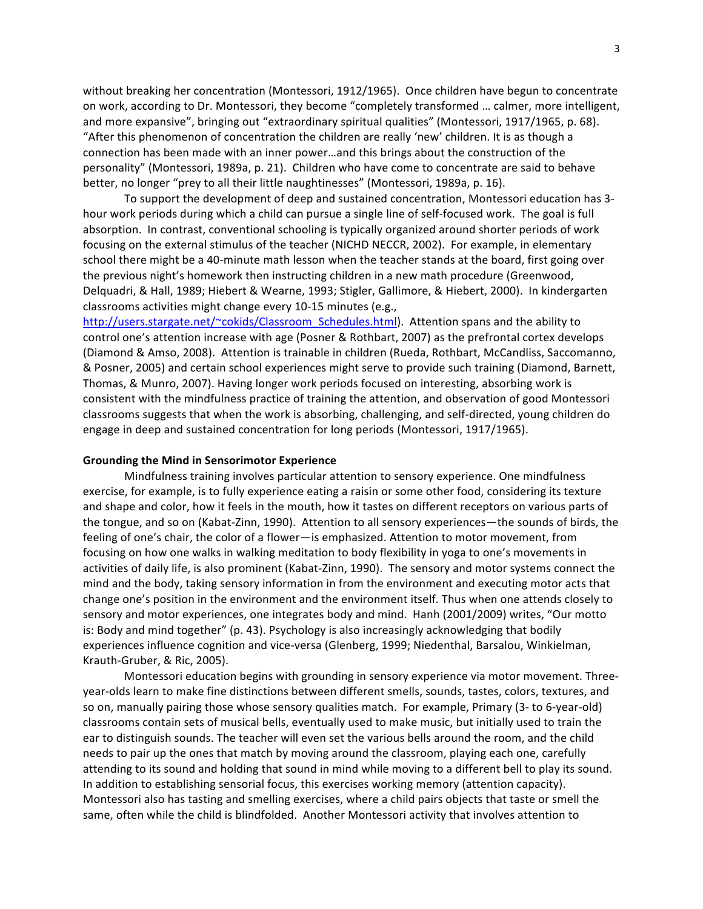without breaking her concentration (Montessori, 1912/1965). Once children have begun to concentrate on work, according to Dr. Montessori, they become "completely transformed … calmer, more intelligent, and more expansive", bringing out "extraordinary spiritual qualities" (Montessori, 1917/1965, p. 68). "After this phenomenon of concentration the children are really 'new' children. It is as though a connection has been made with an inner power…and this brings about the construction of the personality" (Montessori, 1989a, p. 21). Children who have come to concentrate are said to behave better, no longer "prey to all their little naughtinesses" (Montessori, 1989a, p. 16).

To support the development of deep and sustained concentration, Montessori education has 3-hour work periods during which a child can pursue a single line of self-focused work. The goal is full absorption. In contrast, conventional schooling is typically organized around shorter periods of work focusing on the external stimulus of the teacher (NICHD NECCR, 2002). For example, in elementary school there might be a 40-minute math lesson when the teacher stands at the board, first going over the previous night's homework then instructing children in a new math procedure (Greenwood, Delquadri, & Hall, 1989; Hiebert & Wearne, 1993; Stigler, Gallimore, & Hiebert, 2000). In kindergarten classrooms activities might change every 10-15 minutes (e.g., [http://users.stargate.net/~cokids/Classroom_Schedules.html](http://users.stargate.net/~cokids/Classroom_Schedules.html)). Attention spans and the ability to control one's attention increase with age (Posner & Rothbart, 2007) as the prefrontal cortex develops (Diamond & Amso, 2008). Attention is trainable in children (Rueda, Rothbart, McCandliss, Saccomanno, & Posner, 2005) and certain school experiences might serve to provide such training (Diamond, Barnett, Thomas, & Munro, 2007). Having longer work periods focused on interesting, absorbing work is consistent with the mindfulness practice of training the attention, and observation of good Montessori classrooms suggests that when the work is absorbing, challenging, and self-directed, young children do engage in deep and sustained concentration for long periods (Montessori, 1917/1965).

**Grounding the Mind in Sensorimotor Experience**

Mindfulness training involves particular attention to sensory experience. One mindfulness exercise, for example, is to fully experience eating a raisin or some other food, considering its texture and shape and color, how it feels in the mouth, how it tastes on different receptors on various parts of the tongue, and so on (Kabat-Zinn, 1990). Attention to all sensory experiences—the sounds of birds, the feeling of one's chair, the color of a flower—is emphasized. Attention to motor movement, from focusing on how one walks in walking meditation to body flexibility in yoga to one's movements in activities of daily life, is also prominent (Kabat-Zinn, 1990). The sensory and motor systems connect the mind and the body, taking sensory information in from the environment and executing motor acts that change one's position in the environment and the environment itself. Thus when one attends closely to sensory and motor experiences, one integrates body and mind. Hanh (2001/2009) writes, "Our motto is: Body and mind together" (p. 43). Psychology is also increasingly acknowledging that bodily experiences influence cognition and vice-versa (Glenberg, 1999; Niedenthal, Barsalou, Winkielman, Krauth-Gruber, & Ric, 2005).

Montessori education begins with grounding in sensory experience via motor movement. Three-year-olds learn to make fine distinctions between different smells, sounds, tastes, colors, textures, and so on, manually pairing those whose sensory qualities match. For example, Primary (3- to 6-year-old) classrooms contain sets of musical bells, eventually used to make music, but initially used to train the ear to distinguish sounds. The teacher will even set the various bells around the room, and the child needs to pair up the ones that match by moving around the classroom, playing each one, carefully attending to its sound and holding that sound in mind while moving to a different bell to play its sound. In addition to establishing sensorial focus, this exercises working memory (attention capacity). Montessori also has tasting and smelling exercises, where a child pairs objects that taste or smell the same, often while the child is blindfolded. Another Montessori activity that involves attention to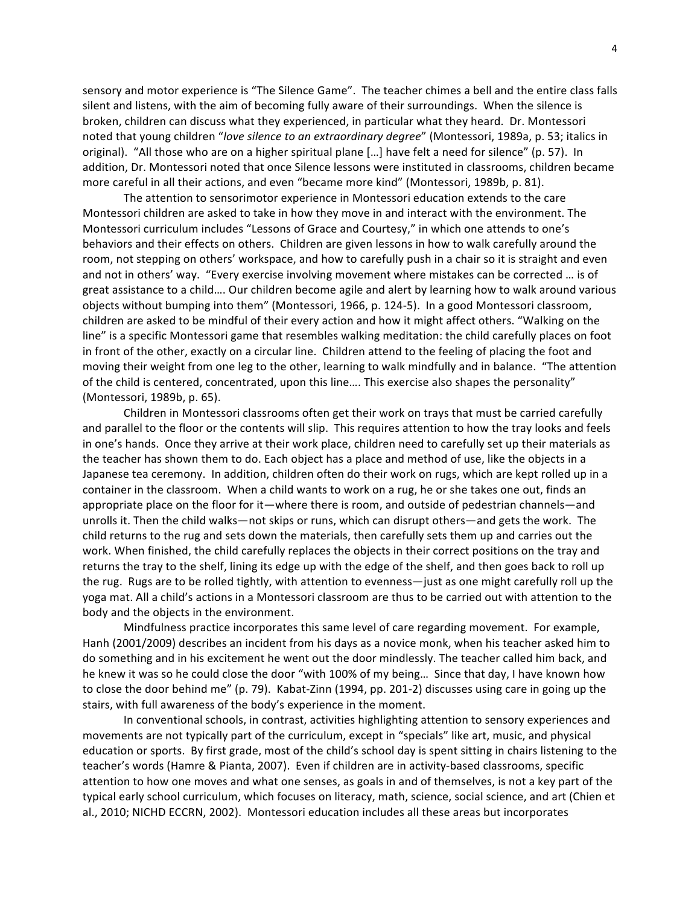sensory and motor experience is "The Silence Game". The teacher chimes a bell and the entire class falls silent and listens, with the aim of becoming fully aware of their surroundings. When the silence is broken, children can discuss what they experienced, in particular what they heard. Dr. Montessori noted that young children "*love silence to an extraordinary degree*" (Montessori, 1989a, p. 53; italics in original). "All those who are on a higher spiritual plane […] have felt a need for silence" (p. 57). In addition, Dr. Montessori noted that once Silence lessons were instituted in classrooms, children became more careful in all their actions, and even "became more kind" (Montessori, 1989b, p. 81).

The attention to sensorimotor experience in Montessori education extends to the care Montessori children are asked to take in how they move in and interact with the environment. The Montessori curriculum includes "Lessons of Grace and Courtesy," in which one attends to one's behaviors and their effects on others. Children are given lessons in how to walk carefully around the room, not stepping on others' workspace, and how to carefully push in a chair so it is straight and even and not in others' way. "Every exercise involving movement where mistakes can be corrected … is of great assistance to a child…. Our children become agile and alert by learning how to walk around various objects without bumping into them" (Montessori, 1966, p. 124-5). In a good Montessori classroom, children are asked to be mindful of their every action and how it might affect others. "Walking on the line" is a specific Montessori game that resembles walking meditation: the child carefully places on foot in front of the other, exactly on a circular line. Children attend to the feeling of placing the foot and moving their weight from one leg to the other, learning to walk mindfully and in balance. "The attention of the child is centered, concentrated, upon this line…. This exercise also shapes the personality" (Montessori, 1989b, p. 65).

Children in Montessori classrooms often get their work on trays that must be carried carefully and parallel to the floor or the contents will slip. This requires attention to how the tray looks and feels in one's hands. Once they arrive at their work place, children need to carefully set up their materials as the teacher has shown them to do. Each object has a place and method of use, like the objects in a Japanese tea ceremony. In addition, children often do their work on rugs, which are kept rolled up in a container in the classroom. When a child wants to work on a rug, he or she takes one out, finds an appropriate place on the floor for it—where there is room, and outside of pedestrian channels—and unrolls it. Then the child walks—not skips or runs, which can disrupt others—and gets the work. The child returns to the rug and sets down the materials, then carefully sets them up and carries out the work. When finished, the child carefully replaces the objects in their correct positions on the tray and returns the tray to the shelf, lining its edge up with the edge of the shelf, and then goes back to roll up the rug. Rugs are to be rolled tightly, with attention to evenness—just as one might carefully roll up the yoga mat. All a child's actions in a Montessori classroom are thus to be carried out with attention to the body and the objects in the environment.

Mindfulness practice incorporates this same level of care regarding movement. For example, Hanh (2001/2009) describes an incident from his days as a novice monk, when his teacher asked him to do something and in his excitement he went out the door mindlessly. The teacher called him back, and he knew it was so he could close the door "with 100% of my being… Since that day, I have known how to close the door behind me" (p. 79). Kabat-Zinn (1994, pp. 201-2) discusses using care in going up the stairs, with full awareness of the body's experience in the moment.

In conventional schools, in contrast, activities highlighting attention to sensory experiences and movements are not typically part of the curriculum, except in "specials" like art, music, and physical education or sports. By first grade, most of the child's school day is spent sitting in chairs listening to the teacher's words (Hamre & Pianta, 2007). Even if children are in activity-based classrooms, specific attention to how one moves and what one senses, as goals in and of themselves, is not a key part of the typical early school curriculum, which focuses on literacy, math, science, social science, and art (Chien et al., 2010; NICHD ECCRN, 2002). Montessori education includes all these areas but incorporates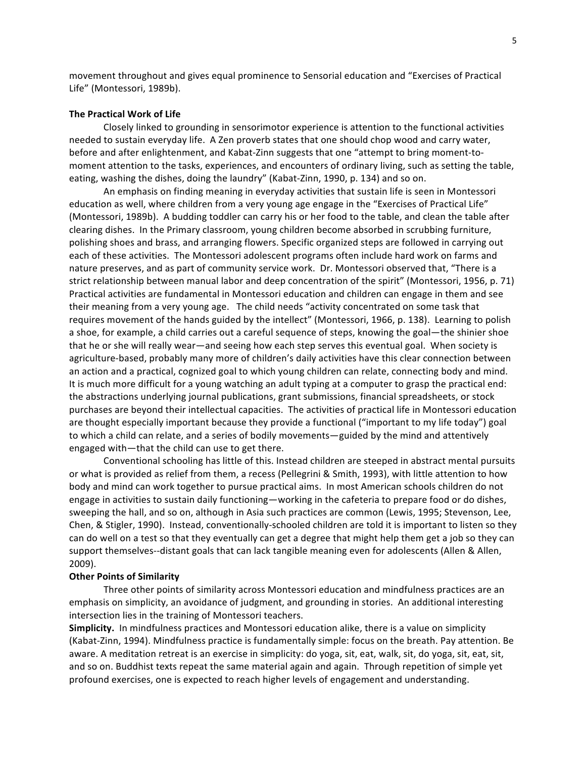movement throughout and gives equal prominence to Sensorial education and "Exercises of Practical Life" (Montessori, 1989b).

### The Practical Work of Life

Closely linked to grounding in sensorimotor experience is attention to the functional activities needed to sustain everyday life. A Zen proverb states that one should chop wood and carry water, before and after enlightenment, and Kabat-Zinn suggests that one "attempt to bring moment-to-moment attention to the tasks, experiences, and encounters of ordinary living, such as setting the table, eating, washing the dishes, doing the laundry" (Kabat-Zinn, 1990, p. 134) and so on.

An emphasis on finding meaning in everyday activities that sustain life is seen in Montessori education as well, where children from a very young age engage in the "Exercises of Practical Life" (Montessori, 1989b). A budding toddler can carry his or her food to the table, and clean the table after clearing dishes. In the Primary classroom, young children become absorbed in scrubbing furniture, polishing shoes and brass, and arranging flowers. Specific organized steps are followed in carrying out each of these activities. The Montessori adolescent programs often include hard work on farms and nature preserves, and as part of community service work. Dr. Montessori observed that, "There is a strict relationship between manual labor and deep concentration of the spirit" (Montessori, 1956, p. 71) Practical activities are fundamental in Montessori education and children can engage in them and see their meaning from a very young age. The child needs "activity concentrated on some task that requires movement of the hands guided by the intellect" (Montessori, 1966, p. 138). Learning to polish a shoe, for example, a child carries out a careful sequence of steps, knowing the goal—the shinier shoe that he or she will really wear—and seeing how each step serves this eventual goal. When society is agriculture-based, probably many more of children's daily activities have this clear connection between an action and a practical, cognized goal to which young children can relate, connecting body and mind. It is much more difficult for a young watching an adult typing at a computer to grasp the practical end: the abstractions underlying journal publications, grant submissions, financial spreadsheets, or stock purchases are beyond their intellectual capacities. The activities of practical life in Montessori education are thought especially important because they provide a functional ("important to my life today") goal to which a child can relate, and a series of bodily movements—guided by the mind and attentively engaged with—that the child can use to get there.

Conventional schooling has little of this. Instead children are steeped in abstract mental pursuits or what is provided as relief from them, a recess (Pellegrini & Smith, 1993), with little attention to how body and mind can work together to pursue practical aims. In most American schools children do not engage in activities to sustain daily functioning—working in the cafeteria to prepare food or do dishes, sweeping the hall, and so on, although in Asia such practices are common (Lewis, 1995; Stevenson, Lee, Chen, & Stigler, 1990). Instead, conventionally-schooled children are told it is important to listen so they can do well on a test so that they eventually can get a degree that might help them get a job so they can support themselves--distant goals that can lack tangible meaning even for adolescents (Allen & Allen, 2009).

### Other Points of Similarity

Three other points of similarity across Montessori education and mindfulness practices are an emphasis on simplicity, an avoidance of judgment, and grounding in stories. An additional interesting intersection lies in the training of Montessori teachers.

**Simplicity.** In mindfulness practices and Montessori education alike, there is a value on simplicity (Kabat-Zinn, 1994). Mindfulness practice is fundamentally simple: focus on the breath. Pay attention. Be aware. A meditation retreat is an exercise in simplicity: do yoga, sit, eat, walk, sit, do yoga, sit, eat, sit, and so on. Buddhist texts repeat the same material again and again. Through repetition of simple yet profound exercises, one is expected to reach higher levels of engagement and understanding.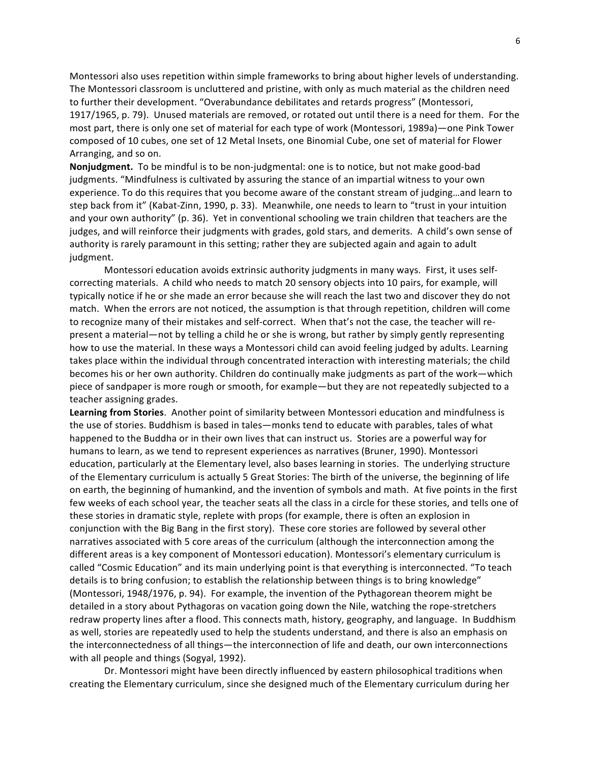Montessori also uses repetition within simple frameworks to bring about higher levels of understanding. The Montessori classroom is uncluttered and pristine, with only as much material as the children need to further their development. "Overabundance debilitates and retards progress" (Montessori, 1917/1965, p. 79). Unused materials are removed, or rotated out until there is a need for them. For the most part, there is only one set of material for each type of work (Montessori, 1989a)—one Pink Tower composed of 10 cubes, one set of 12 Metal Insets, one Binomial Cube, one set of material for Flower Arranging, and so on.

**Nonjudgment.** To be mindful is to be non-judgmental: one is to notice, but not make good-bad judgments. "Mindfulness is cultivated by assuring the stance of an impartial witness to your own experience. To do this requires that you become aware of the constant stream of judging…and learn to step back from it" (Kabat-Zinn, 1990, p. 33). Meanwhile, one needs to learn to "trust in your intuition and your own authority" (p. 36). Yet in conventional schooling we train children that teachers are the judges, and will reinforce their judgments with grades, gold stars, and demerits. A child's own sense of authority is rarely paramount in this setting; rather they are subjected again and again to adult judgment.

Montessori education avoids extrinsic authority judgments in many ways. First, it uses self-correcting materials. A child who needs to match 20 sensory objects into 10 pairs, for example, will typically notice if he or she made an error because she will reach the last two and discover they do not match. When the errors are not noticed, the assumption is that through repetition, children will come to recognize many of their mistakes and self-correct. When that's not the case, the teacher will re-present a material—not by telling a child he or she is wrong, but rather by simply gently representing how to use the material. In these ways a Montessori child can avoid feeling judged by adults. Learning takes place within the individual through concentrated interaction with interesting materials; the child becomes his or her own authority. Children do continually make judgments as part of the work—which piece of sandpaper is more rough or smooth, for example—but they are not repeatedly subjected to a teacher assigning grades.

**Learning from Stories**. Another point of similarity between Montessori education and mindfulness is the use of stories. Buddhism is based in tales—monks tend to educate with parables, tales of what happened to the Buddha or in their own lives that can instruct us. Stories are a powerful way for humans to learn, as we tend to represent experiences as narratives (Bruner, 1990). Montessori education, particularly at the Elementary level, also bases learning in stories. The underlying structure of the Elementary curriculum is actually 5 Great Stories: The birth of the universe, the beginning of life on earth, the beginning of humankind, and the invention of symbols and math. At five points in the first few weeks of each school year, the teacher seats all the class in a circle for these stories, and tells one of these stories in dramatic style, replete with props (for example, there is often an explosion in conjunction with the Big Bang in the first story). These core stories are followed by several other narratives associated with 5 core areas of the curriculum (although the interconnection among the different areas is a key component of Montessori education). Montessori's elementary curriculum is called "Cosmic Education" and its main underlying point is that everything is interconnected. "To teach details is to bring confusion; to establish the relationship between things is to bring knowledge" (Montessori, 1948/1976, p. 94). For example, the invention of the Pythagorean theorem might be detailed in a story about Pythagoras on vacation going down the Nile, watching the rope-stretchers redraw property lines after a flood. This connects math, history, geography, and language. In Buddhism as well, stories are repeatedly used to help the students understand, and there is also an emphasis on the interconnectedness of all things—the interconnection of life and death, our own interconnections with all people and things (Sogyal, 1992).

Dr. Montessori might have been directly influenced by eastern philosophical traditions when creating the Elementary curriculum, since she designed much of the Elementary curriculum during her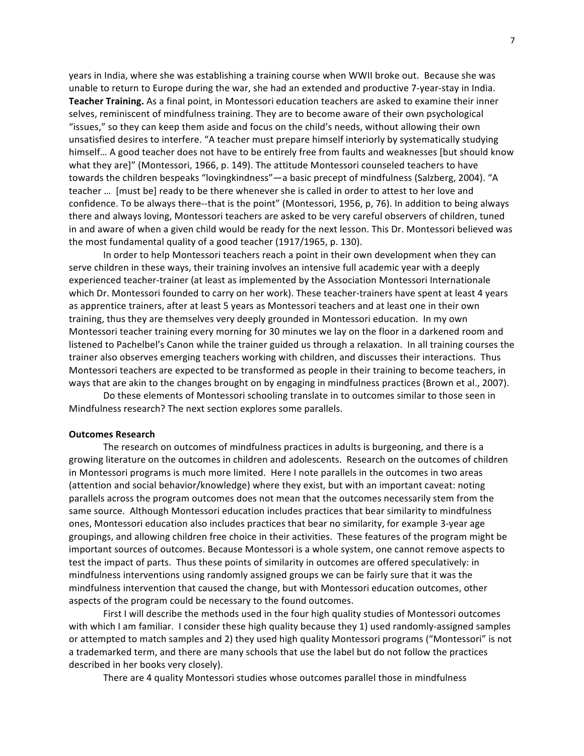years in India, where she was establishing a training course when WWII broke out. Because she was unable to return to Europe during the war, she had an extended and productive 7-year-stay in India.

**Teacher Training.** As a final point, in Montessori education teachers are asked to examine their inner selves, reminiscent of mindfulness training. They are to become aware of their own psychological "issues," so they can keep them aside and focus on the child's needs, without allowing their own unsatisfied desires to interfere. "A teacher must prepare himself interiorly by systematically studying himself… A good teacher does not have to be entirely free from faults and weaknesses [but should know what they are]" (Montessori, 1966, p. 149). The attitude Montessori counseled teachers to have towards the children bespeaks "lovingkindness"—a basic precept of mindfulness (Salzberg, 2004). "A teacher … [must be] ready to be there whenever she is called in order to attest to her love and confidence. To be always there--that is the point" (Montessori, 1956, p, 76). In addition to being always there and always loving, Montessori teachers are asked to be very careful observers of children, tuned in and aware of when a given child would be ready for the next lesson. This Dr. Montessori believed was the most fundamental quality of a good teacher (1917/1965, p. 130).

In order to help Montessori teachers reach a point in their own development when they can serve children in these ways, their training involves an intensive full academic year with a deeply experienced teacher-trainer (at least as implemented by the Association Montessori Internationale which Dr. Montessori founded to carry on her work). These teacher-trainers have spent at least 4 years as apprentice trainers, after at least 5 years as Montessori teachers and at least one in their own training, thus they are themselves very deeply grounded in Montessori education. In my own Montessori teacher training every morning for 30 minutes we lay on the floor in a darkened room and listened to Pachelbel's Canon while the trainer guided us through a relaxation. In all training courses the trainer also observes emerging teachers working with children, and discusses their interactions. Thus Montessori teachers are expected to be transformed as people in their training to become teachers, in ways that are akin to the changes brought on by engaging in mindfulness practices (Brown et al., 2007).

Do these elements of Montessori schooling translate in to outcomes similar to those seen in Mindfulness research? The next section explores some parallels.

## Outcomes Research

The research on outcomes of mindfulness practices in adults is burgeoning, and there is a growing literature on the outcomes in children and adolescents. Research on the outcomes of children in Montessori programs is much more limited. Here I note parallels in the outcomes in two areas (attention and social behavior/knowledge) where they exist, but with an important caveat: noting parallels across the program outcomes does not mean that the outcomes necessarily stem from the same source. Although Montessori education includes practices that bear similarity to mindfulness ones, Montessori education also includes practices that bear no similarity, for example 3-year age groupings, and allowing children free choice in their activities. These features of the program might be important sources of outcomes. Because Montessori is a whole system, one cannot remove aspects to test the impact of parts. Thus these points of similarity in outcomes are offered speculatively: in mindfulness interventions using randomly assigned groups we can be fairly sure that it was the mindfulness intervention that caused the change, but with Montessori education outcomes, other aspects of the program could be necessary to the found outcomes.

First I will describe the methods used in the four high quality studies of Montessori outcomes with which I am familiar. I consider these high quality because they 1) used randomly-assigned samples or attempted to match samples and 2) they used high quality Montessori programs ("Montessori" is not a trademarked term, and there are many schools that use the label but do not follow the practices described in her books very closely).

There are 4 quality Montessori studies whose outcomes parallel those in mindfulness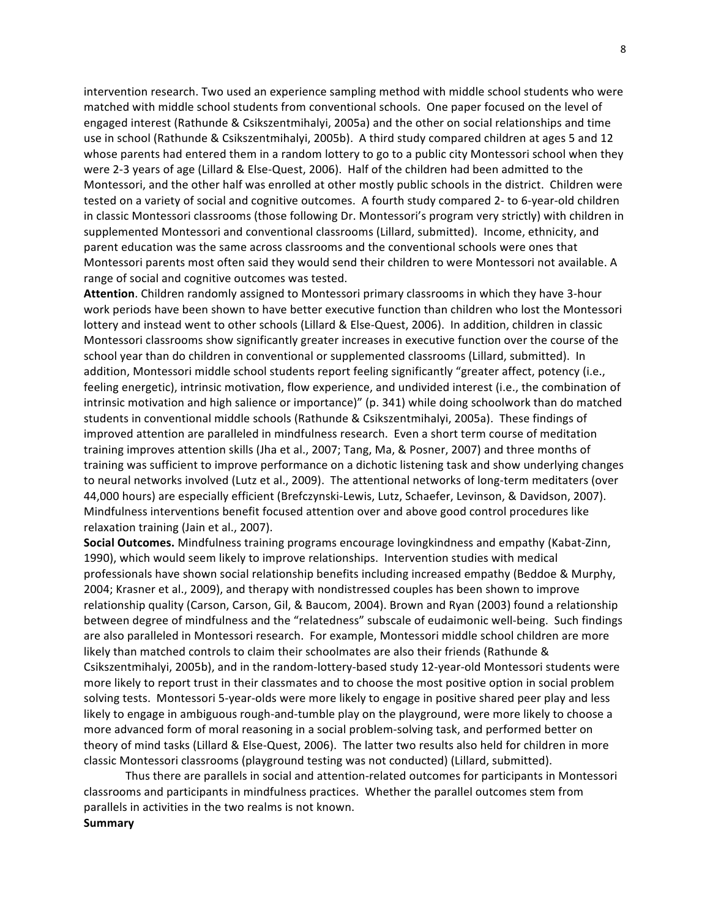intervention research. Two used an experience sampling method with middle school students who were matched with middle school students from conventional schools. One paper focused on the level of engaged interest (Rathunde & Csikszentmihalyi, 2005a) and the other on social relationships and time use in school (Rathunde & Csikszentmihalyi, 2005b). A third study compared children at ages 5 and 12 whose parents had entered them in a random lottery to go to a public city Montessori school when they were 2-3 years of age (Lillard & Else-Quest, 2006). Half of the children had been admitted to the Montessori, and the other half was enrolled at other mostly public schools in the district. Children were tested on a variety of social and cognitive outcomes. A fourth study compared 2- to 6-year-old children in classic Montessori classrooms (those following Dr. Montessori's program very strictly) with children in supplemented Montessori and conventional classrooms (Lillard, submitted). Income, ethnicity, and parent education was the same across classrooms and the conventional schools were ones that Montessori parents most often said they would send their children to were Montessori not available. A range of social and cognitive outcomes was tested.

**Attention**. Children randomly assigned to Montessori primary classrooms in which they have 3-hour work periods have been shown to have better executive function than children who lost the Montessori lottery and instead went to other schools (Lillard & Else-Quest, 2006). In addition, children in classic Montessori classrooms show significantly greater increases in executive function over the course of the school year than do children in conventional or supplemented classrooms (Lillard, submitted). In addition, Montessori middle school students report feeling significantly "greater affect, potency (i.e., feeling energetic), intrinsic motivation, flow experience, and undivided interest (i.e., the combination of intrinsic motivation and high salience or importance)" (p. 341) while doing schoolwork than do matched students in conventional middle schools (Rathunde & Csikszentmihalyi, 2005a). These findings of improved attention are paralleled in mindfulness research. Even a short term course of meditation training improves attention skills (Jha et al., 2007; Tang, Ma, & Posner, 2007) and three months of training was sufficient to improve performance on a dichotic listening task and show underlying changes to neural networks involved (Lutz et al., 2009). The attentional networks of long-term meditaters (over 44,000 hours) are especially efficient (Brefczynski-Lewis, Lutz, Schaefer, Levinson, & Davidson, 2007). Mindfulness interventions benefit focused attention over and above good control procedures like relaxation training (Jain et al., 2007).

**Social Outcomes.** Mindfulness training programs encourage lovingkindness and empathy (Kabat-Zinn, 1990), which would seem likely to improve relationships. Intervention studies with medical professionals have shown social relationship benefits including increased empathy (Beddoe & Murphy, 2004; Krasner et al., 2009), and therapy with nondistressed couples has been shown to improve relationship quality (Carson, Carson, Gil, & Baucom, 2004). Brown and Ryan (2003) found a relationship between degree of mindfulness and the "relatedness" subscale of eudaimonic well-being. Such findings are also paralleled in Montessori research. For example, Montessori middle school children are more likely than matched controls to claim their schoolmates are also their friends (Rathunde & Csikszentmihalyi, 2005b), and in the random-lottery-based study 12-year-old Montessori students were more likely to report trust in their classmates and to choose the most positive option in social problem solving tests. Montessori 5-year-olds were more likely to engage in positive shared peer play and less likely to engage in ambiguous rough-and-tumble play on the playground, were more likely to choose a more advanced form of moral reasoning in a social problem-solving task, and performed better on theory of mind tasks (Lillard & Else-Quest, 2006). The latter two results also held for children in more classic Montessori classrooms (playground testing was not conducted) (Lillard, submitted).

Thus there are parallels in social and attention-related outcomes for participants in Montessori classrooms and participants in mindfulness practices. Whether the parallel outcomes stem from parallels in activities in the two realms is not known.

**Summary**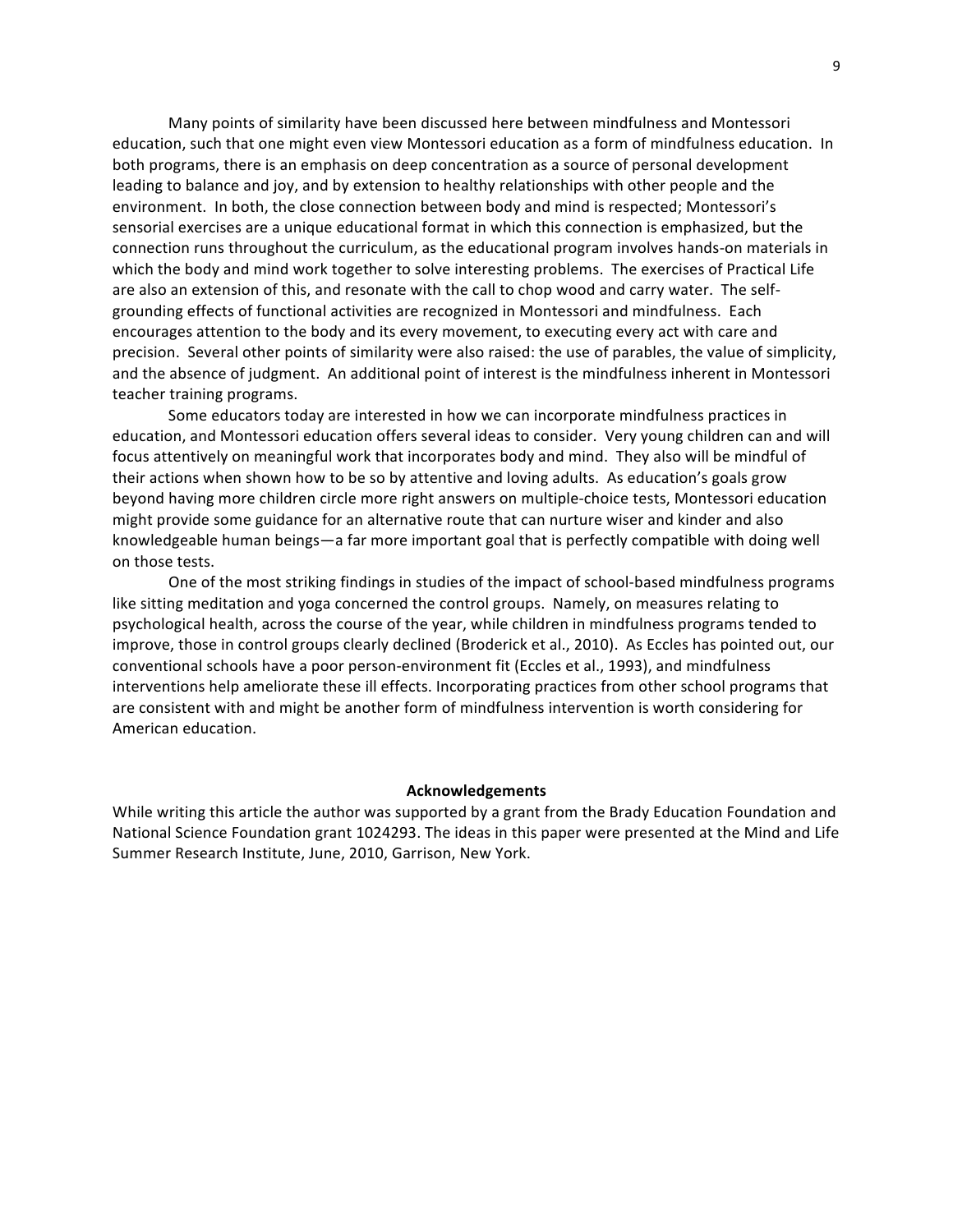Many points of similarity have been discussed here between mindfulness and Montessori education, such that one might even view Montessori education as a form of mindfulness education. In both programs, there is an emphasis on deep concentration as a source of personal development leading to balance and joy, and by extension to healthy relationships with other people and the environment. In both, the close connection between body and mind is respected; Montessori's sensorial exercises are a unique educational format in which this connection is emphasized, but the connection runs throughout the curriculum, as the educational program involves hands-on materials in which the body and mind work together to solve interesting problems. The exercises of Practical Life are also an extension of this, and resonate with the call to chop wood and carry water. The self-grounding effects of functional activities are recognized in Montessori and mindfulness. Each encourages attention to the body and its every movement, to executing every act with care and precision. Several other points of similarity were also raised: the use of parables, the value of simplicity, and the absence of judgment. An additional point of interest is the mindfulness inherent in Montessori teacher training programs.

Some educators today are interested in how we can incorporate mindfulness practices in education, and Montessori education offers several ideas to consider. Very young children can and will focus attentively on meaningful work that incorporates body and mind. They also will be mindful of their actions when shown how to be so by attentive and loving adults. As education's goals grow beyond having more children circle more right answers on multiple-choice tests, Montessori education might provide some guidance for an alternative route that can nurture wiser and kinder and also knowledgeable human beings—a far more important goal that is perfectly compatible with doing well on those tests.

One of the most striking findings in studies of the impact of school-based mindfulness programs like sitting meditation and yoga concerned the control groups. Namely, on measures relating to psychological health, across the course of the year, while children in mindfulness programs tended to improve, those in control groups clearly declined (Broderick et al., 2010). As Eccles has pointed out, our conventional schools have a poor person-environment fit (Eccles et al., 1993), and mindfulness interventions help ameliorate these ill effects. Incorporating practices from other school programs that are consistent with and might be another form of mindfulness intervention is worth considering for American education.

## Acknowledgements

While writing this article the author was supported by a grant from the Brady Education Foundation and National Science Foundation grant 1024293. The ideas in this paper were presented at the Mind and Life Summer Research Institute, June, 2010, Garrison, New York.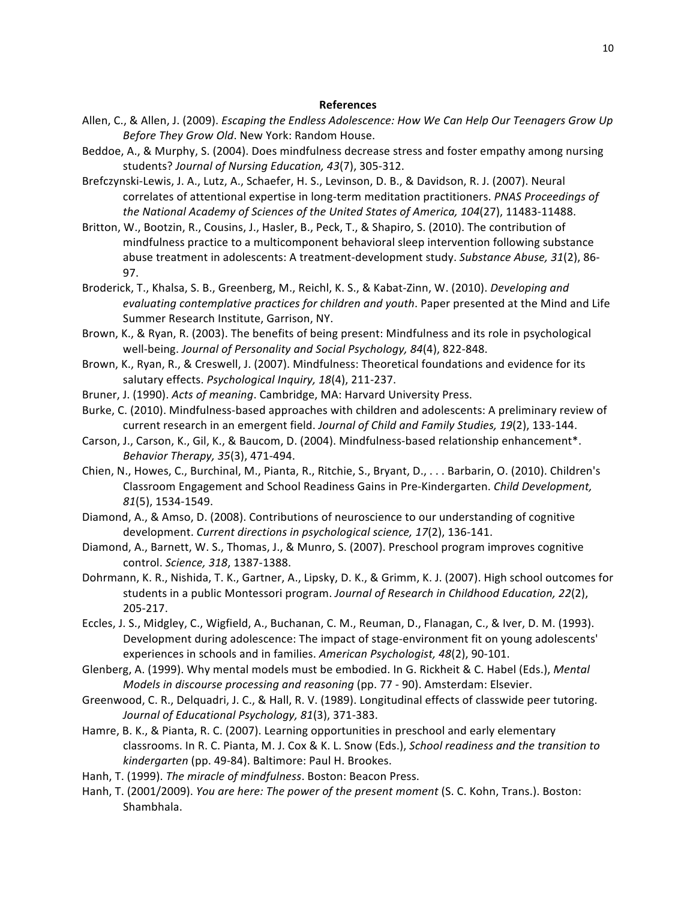# References

Allen, C., & Allen, J. (2009). *Escaping the Endless Adolescence: How We Can Help Our Teenagers Grow Up Before They Grow Old*. New York: Random House.

Beddoe, A., & Murphy, S. (2004). Does mindfulness decrease stress and foster empathy among nursing students? *Journal of Nursing Education, 43*(7), 305-312.

Brefczynski-Lewis, J. A., Lutz, A., Schaefer, H. S., Levinson, D. B., & Davidson, R. J. (2007). Neural correlates of attentional expertise in long-term meditation practitioners. *PNAS Proceedings of the National Academy of Sciences of the United States of America, 104*(27), 11483-11488.

Britton, W., Bootzin, R., Cousins, J., Hasler, B., Peck, T., & Shapiro, S. (2010). The contribution of mindfulness practice to a multicomponent behavioral sleep intervention following substance abuse treatment in adolescents: A treatment-development study. *Substance Abuse, 31*(2), 86-97.

Broderick, T., Khalsa, S. B., Greenberg, M., Reichl, K. S., & Kabat-Zinn, W. (2010). *Developing and evaluating contemplative practices for children and youth*. Paper presented at the Mind and Life Summer Research Institute, Garrison, NY.

Brown, K., & Ryan, R. (2003). The benefits of being present: Mindfulness and its role in psychological well-being. *Journal of Personality and Social Psychology, 84*(4), 822-848.

Brown, K., Ryan, R., & Creswell, J. (2007). Mindfulness: Theoretical foundations and evidence for its salutary effects. *Psychological Inquiry, 18*(4), 211-237.

Bruner, J. (1990). *Acts of meaning*. Cambridge, MA: Harvard University Press.

Burke, C. (2010). Mindfulness-based approaches with children and adolescents: A preliminary review of current research in an emergent field. *Journal of Child and Family Studies, 19*(2), 133-144.

Carson, J., Carson, K., Gil, K., & Baucom, D. (2004). Mindfulness-based relationship enhancement*. *Behavior Therapy, 35*(3), 471-494.

Chien, N., Howes, C., Burchinal, M., Pianta, R., Ritchie, S., Bryant, D., . . . Barbarin, O. (2010). Children's Classroom Engagement and School Readiness Gains in Pre-Kindergarten. *Child Development, 81*(5), 1534-1549.

Diamond, A., & Amso, D. (2008). Contributions of neuroscience to our understanding of cognitive development. *Current directions in psychological science, 17*(2), 136-141.

Diamond, A., Barnett, W. S., Thomas, J., & Munro, S. (2007). Preschool program improves cognitive control. *Science, 318*, 1387-1388.

Dohrmann, K. R., Nishida, T. K., Gartner, A., Lipsky, D. K., & Grimm, K. J. (2007). High school outcomes for students in a public Montessori program. *Journal of Research in Childhood Education, 22*(2), 205-217.

Eccles, J. S., Midgley, C., Wigfield, A., Buchanan, C. M., Reuman, D., Flanagan, C., & Iver, D. M. (1993). Development during adolescence: The impact of stage-environment fit on young adolescents' experiences in schools and in families. *American Psychologist, 48*(2), 90-101.

Glenberg, A. (1999). Why mental models must be embodied. In G. Rickheit & C. Habel (Eds.), *Mental Models in discourse processing and reasoning* (pp. 77 - 90). Amsterdam: Elsevier.

Greenwood, C. R., Delquadri, J. C., & Hall, R. V. (1989). Longitudinal effects of classwide peer tutoring. *Journal of Educational Psychology, 81*(3), 371-383.

Hamre, B. K., & Pianta, R. C. (2007). Learning opportunities in preschool and early elementary classrooms. In R. C. Pianta, M. J. Cox & K. L. Snow (Eds.), *School readiness and the transition to kindergarten* (pp. 49-84). Baltimore: Paul H. Brookes.

Hanh, T. (1999). *The miracle of mindfulness*. Boston: Beacon Press.

Hanh, T. (2001/2009). *You are here: The power of the present moment* (S. C. Kohn, Trans.). Boston: Shambhala.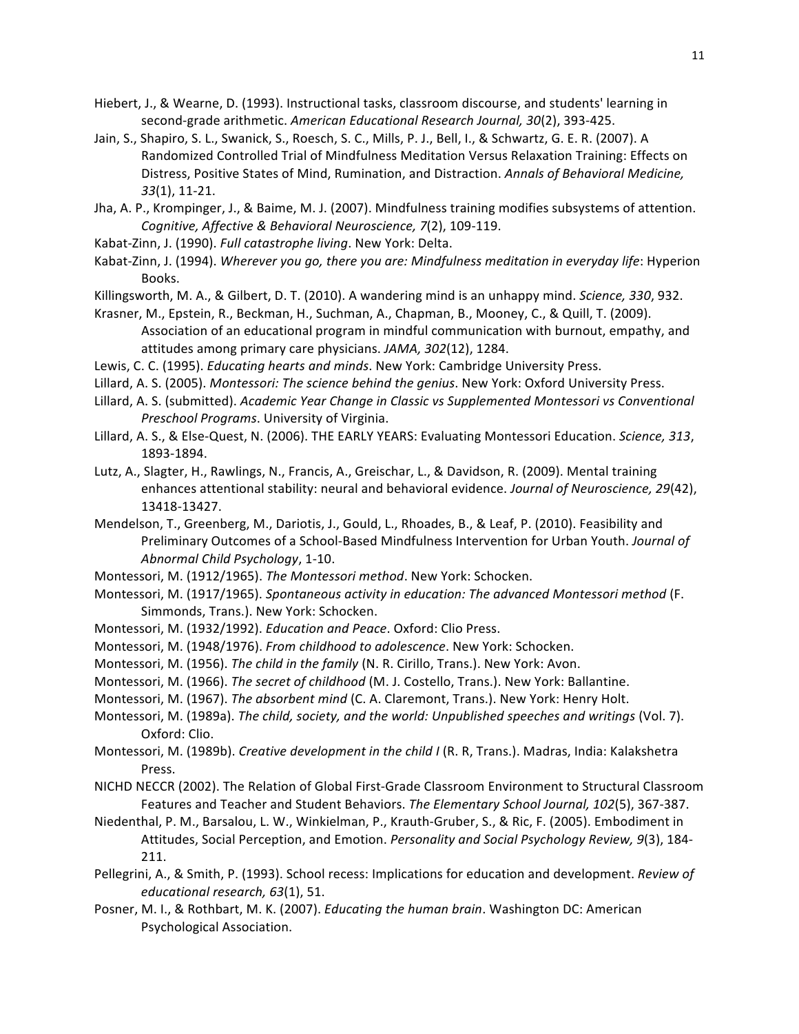Hiebert, J., & Wearne, D. (1993). Instructional tasks, classroom discourse, and students' learning in second-grade arithmetic. *American Educational Research Journal, 30*(2), 393-425.

Jain, S., Shapiro, S. L., Swanick, S., Roesch, S. C., Mills, P. J., Bell, I., & Schwartz, G. E. R. (2007). A Randomized Controlled Trial of Mindfulness Meditation Versus Relaxation Training: Effects on Distress, Positive States of Mind, Rumination, and Distraction. *Annals of Behavioral Medicine, 33*(1), 11-21.

Jha, A. P., Krompinger, J., & Baime, M. J. (2007). Mindfulness training modifies subsystems of attention. *Cognitive, Affective & Behavioral Neuroscience, 7*(2), 109-119.

Kabat-Zinn, J. (1990). *Full catastrophe living*. New York: Delta.

Kabat-Zinn, J. (1994). *Wherever you go, there you are: Mindfulness meditation in everyday life*: Hyperion Books.

Killingsworth, M. A., & Gilbert, D. T. (2010). A wandering mind is an unhappy mind. *Science, 330*, 932.

Krasner, M., Epstein, R., Beckman, H., Suchman, A., Chapman, B., Mooney, C., & Quill, T. (2009). Association of an educational program in mindful communication with burnout, empathy, and attitudes among primary care physicians. *JAMA, 302*(12), 1284.

Lewis, C. C. (1995). *Educating hearts and minds*. New York: Cambridge University Press.

Lillard, A. S. (2005). *Montessori: The science behind the genius*. New York: Oxford University Press.

Lillard, A. S. (submitted). *Academic Year Change in Classic vs Supplemented Montessori vs Conventional Preschool Programs*. University of Virginia.

Lillard, A. S., & Else-Quest, N. (2006). THE EARLY YEARS: Evaluating Montessori Education. *Science, 313*, 1893-1894.

Lutz, A., Slagter, H., Rawlings, N., Francis, A., Greischar, L., & Davidson, R. (2009). Mental training enhances attentional stability: neural and behavioral evidence. *Journal of Neuroscience, 29*(42), 13418-13427.

Mendelson, T., Greenberg, M., Dariotis, J., Gould, L., Rhoades, B., & Leaf, P. (2010). Feasibility and Preliminary Outcomes of a School-Based Mindfulness Intervention for Urban Youth. *Journal of Abnormal Child Psychology*, 1-10.

Montessori, M. (1912/1965). *The Montessori method*. New York: Schocken.

Montessori, M. (1917/1965). *Spontaneous activity in education: The advanced Montessori method* (F. Simmonds, Trans.). New York: Schocken.

Montessori, M. (1932/1992). *Education and Peace*. Oxford: Clio Press.

Montessori, M. (1948/1976). *From childhood to adolescence*. New York: Schocken.

Montessori, M. (1956). *The child in the family* (N. R. Cirillo, Trans.). New York: Avon.

Montessori, M. (1966). *The secret of childhood* (M. J. Costello, Trans.). New York: Ballantine.

Montessori, M. (1967). *The absorbent mind* (C. A. Claremont, Trans.). New York: Henry Holt.

Montessori, M. (1989a). *The child, society, and the world: Unpublished speeches and writings* (Vol. 7). Oxford: Clio.

Montessori, M. (1989b). *Creative development in the child I* (R. R, Trans.). Madras, India: Kalakshetra Press.

NICHD NECCR (2002). The Relation of Global First-Grade Classroom Environment to Structural Classroom Features and Teacher and Student Behaviors. *The Elementary School Journal, 102*(5), 367-387.

Niedenthal, P. M., Barsalou, L. W., Winkielman, P., Krauth-Gruber, S., & Ric, F. (2005). Embodiment in Attitudes, Social Perception, and Emotion. *Personality and Social Psychology Review, 9*(3), 184-211.

Pellegrini, A., & Smith, P. (1993). School recess: Implications for education and development. *Review of educational research, 63*(1), 51.

Posner, M. I., & Rothbart, M. K. (2007). *Educating the human brain*. Washington DC: American Psychological Association.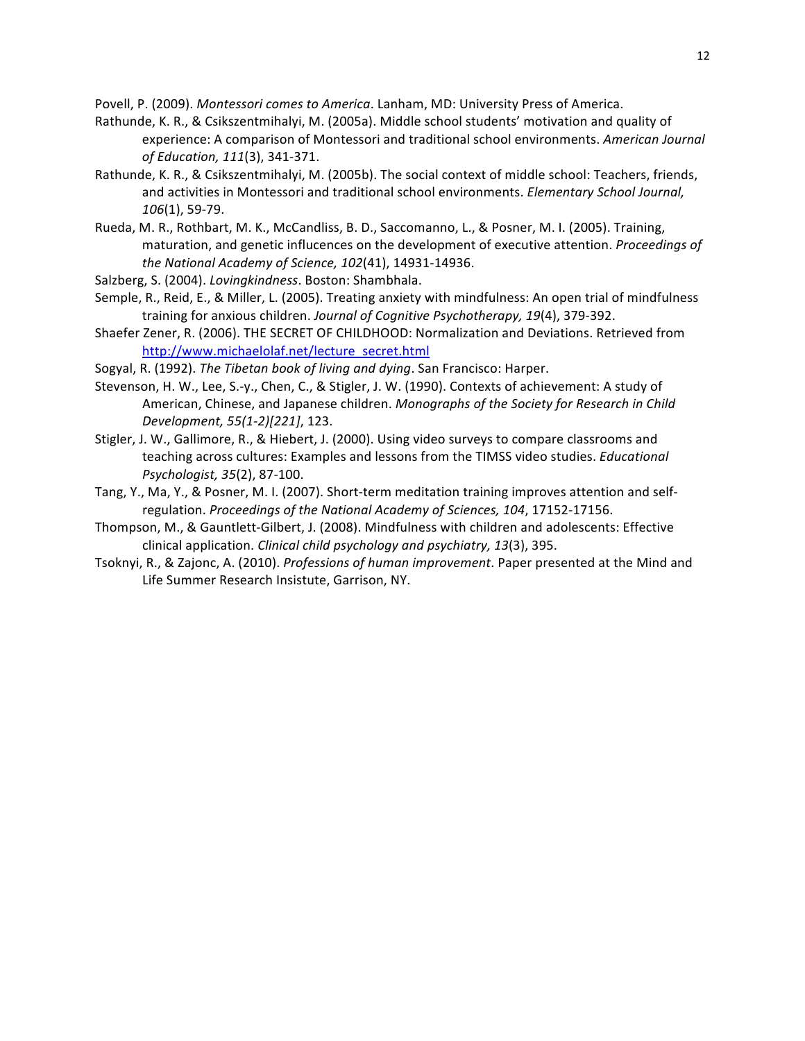Povell, P. (2009). *Montessori comes to America*. Lanham, MD: University Press of America.

Rathunde, K. R., & Csikszentmihalyi, M. (2005a). Middle school students' motivation and quality of experience: A comparison of Montessori and traditional school environments. *American Journal of Education, 111*(3), 341-371.

Rathunde, K. R., & Csikszentmihalyi, M. (2005b). The social context of middle school: Teachers, friends, and activities in Montessori and traditional school environments. *Elementary School Journal, 106*(1), 59-79.

Rueda, M. R., Rothbart, M. K., McCandliss, B. D., Saccomanno, L., & Posner, M. I. (2005). Training, maturation, and genetic inflcuences on the development of executive attention. *Proceedings of the National Academy of Science, 102*(41), 14931-14936.

Salzberg, S. (2004). *Lovingkindness*. Boston: Shambhala.

Semple, R., Reid, E., & Miller, L. (2005). Treating anxiety with mindfulness: An open trial of mindfulness training for anxious children. *Journal of Cognitive Psychotherapy, 19*(4), 379-392.

Shaefer Zener, R. (2006). THE SECRET OF CHILDHOOD: Normalization and Deviations. Retrieved from http://www.michaelolaf.net/lecture_secret.html

Sogyal, R. (1992). *The Tibetan book of living and dying*. San Francisco: Harper.

Stevenson, H. W., Lee, S.-y., Chen, C., & Stigler, J. W. (1990). Contexts of achievement: A study of American, Chinese, and Japanese children. *Monographs of the Society for Research in Child Development, 55(1-2)[221]*, 123.

Stigler, J. W., Gallimore, R., & Hiebert, J. (2000). Using video surveys to compare classrooms and teaching across cultures: Examples and lessons from the TIMSS video studies. *Educational Psychologist, 35*(2), 87-100.

Tang, Y., Ma, Y., & Posner, M. I. (2007). Short-term meditation training improves attention and self-regulation. *Proceedings of the National Academy of Sciences, 104*, 17152-17156.

Thompson, M., & Gauntlett-Gilbert, J. (2008). Mindfulness with children and adolescents: Effective clinical application. *Clinical child psychology and psychiatry, 13*(3), 395.

Tsoknyi, R., & Zajonc, A. (2010). *Professions of human improvement*. Paper presented at the Mind and Life Summer Research Insistute, Garrison, NY.